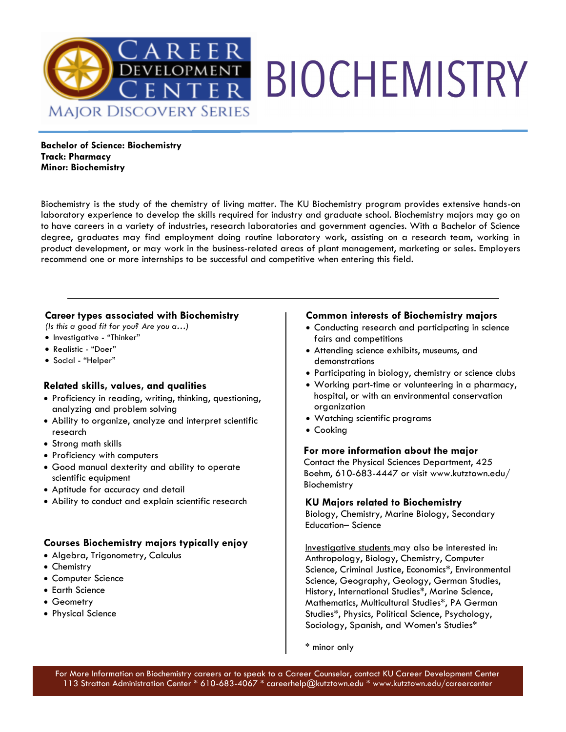# BIOCHEMISTRY

Career Development Center — Major Discovery Series

**Bachelor of Science: Biochemistry**
**Track: Pharmacy**
**Minor: Biochemistry**

Biochemistry is the study of the chemistry of living matter. The KU Biochemistry program provides extensive hands-on laboratory experience to develop the skills required for industry and graduate school. Biochemistry majors may go on to have careers in a variety of industries, research laboratories and government agencies. With a Bachelor of Science degree, graduates may find employment doing routine laboratory work, assisting on a research team, working in product development, or may work in the business-related areas of plant management, marketing or sales. Employers recommend one or more internships to be successful and competitive when entering this field.

## Career types associated with Biochemistry

*(Is this a good fit for you? Are you a…)*

- Investigative - "Thinker"
- Realistic - "Doer"
- Social - "Helper"

## Related skills, values, and qualities

- Proficiency in reading, writing, thinking, questioning, analyzing and problem solving
- Ability to organize, analyze and interpret scientific research
- Strong math skills
- Proficiency with computers
- Good manual dexterity and ability to operate scientific equipment
- Aptitude for accuracy and detail
- Ability to conduct and explain scientific research

## Courses Biochemistry majors typically enjoy

- Algebra, Trigonometry, Calculus
- Chemistry
- Computer Science
- Earth Science
- Geometry
- Physical Science

## Common interests of Biochemistry majors

- Conducting research and participating in science fairs and competitions
- Attending science exhibits, museums, and demonstrations
- Participating in biology, chemistry or science clubs
- Working part-time or volunteering in a pharmacy, hospital, or with an environmental conservation organization
- Watching scientific programs
- Cooking

## For more information about the major

Contact the Physical Sciences Department, 425 Boehm, 610-683-4447 or visit www.kutztown.edu/Biochemistry

## KU Majors related to Biochemistry

Biology, Chemistry, Marine Biology, Secondary Education– Science

Investigative students may also be interested in: Anthropology, Biology, Chemistry, Computer Science, Criminal Justice, Economics*, Environmental Science, Geography, Geology, German Studies, History, International Studies*, Marine Science, Mathematics, Multicultural Studies*, PA German Studies*, Physics, Political Science, Psychology, Sociology, Spanish, and Women's Studies*

* minor only

For More Information on Biochemistry careers or to speak to a Career Counselor, contact KU Career Development Center
113 Stratton Administration Center * 610-683-4067 * careerhelp@kutztown.edu * www.kutztown.edu/careercenter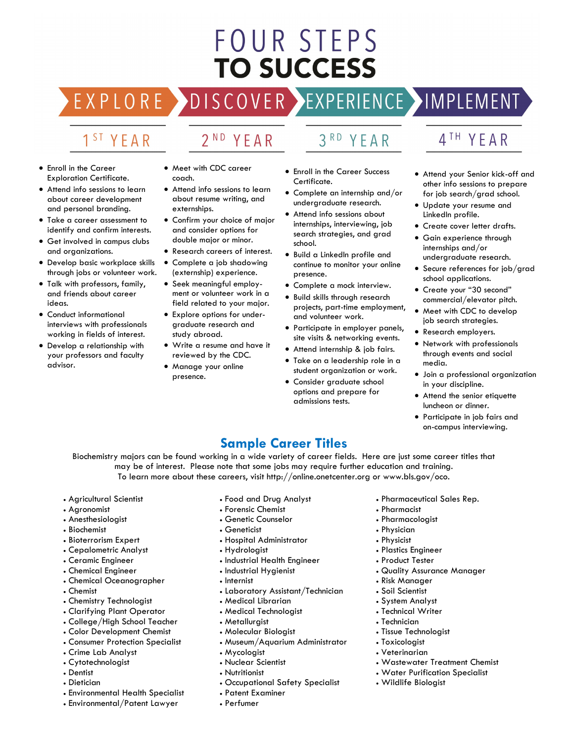# FOUR STEPS TO SUCCESS

## EXPLORE — 1ST YEAR

- Enroll in the Career Exploration Certificate.
- Attend info sessions to learn about career development and personal branding.
- Take a career assessment to identify and confirm interests.
- Get involved in campus clubs and organizations.
- Develop basic workplace skills through jobs or volunteer work.
- Talk with professors, family, and friends about career ideas.
- Conduct informational interviews with professionals working in fields of interest.
- Develop a relationship with your professors and faculty advisor.

## DISCOVER — 2ND YEAR

- Meet with CDC career coach.
- Attend info sessions to learn about resume writing, and externships.
- Confirm your choice of major and consider options for double major or minor.
- Research careers of interest.
- Complete a job shadowing (externship) experience.
- Seek meaningful employment or volunteer work in a field related to your major.
- Explore options for undergraduate research and study abroad.
- Write a resume and have it reviewed by the CDC.
- Manage your online presence.

## EXPERIENCE — 3RD YEAR

- Enroll in the Career Success Certificate.
- Complete an internship and/or undergraduate research.
- Attend info sessions about internships, interviewing, job search strategies, and grad school.
- Build a LinkedIn profile and continue to monitor your online presence.
- Complete a mock interview.
- Build skills through research projects, part-time employment, and volunteer work.
- Participate in employer panels, site visits & networking events.
- Attend internship & job fairs.
- Take on a leadership role in a student organization or work.
- Consider graduate school options and prepare for admissions tests.

## IMPLEMENT — 4TH YEAR

- Attend your Senior kick-off and other info sessions to prepare for job search/grad school.
- Update your resume and LinkedIn profile.
- Create cover letter drafts.
- Gain experience through internships and/or undergraduate research.
- Secure references for job/grad school applications.
- Create your "30 second" commercial/elevator pitch.
- Meet with CDC to develop job search strategies.
- Research employers.
- Network with professionals through events and social media.
- Join a professional organization in your discipline.
- Attend the senior etiquette luncheon or dinner.
- Participate in job fairs and on-campus interviewing.

## Sample Career Titles

Biochemistry majors can be found working in a wide variety of career fields. Here are just some career titles that may be of interest. Please note that some jobs may require further education and training. To learn more about these careers, visit http://online.onetcenter.org or www.bls.gov/oco.

- Agricultural Scientist
- Agronomist
- Anesthesiologist
- Biochemist
- Bioterrorism Expert
- Cepalometric Analyst
- Ceramic Engineer
- Chemical Engineer
- Chemical Oceanographer
- Chemist
- Chemistry Technologist
- Clarifying Plant Operator
- College/High School Teacher
- Color Development Chemist
- Consumer Protection Specialist
- Crime Lab Analyst
- Cytotechnologist
- Dentist
- Dietician
- Environmental Health Specialist
- Environmental/Patent Lawyer
- Food and Drug Analyst
- Forensic Chemist
- Genetic Counselor
- Geneticist
- Hospital Administrator
- Hydrologist
- Industrial Health Engineer
- Industrial Hygienist
- Internist
- Laboratory Assistant/Technician
- Medical Librarian
- Medical Technologist
- Metallurgist
- Molecular Biologist
- Museum/Aquarium Administrator
- Mycologist
- Nuclear Scientist
- Nutritionist
- Occupational Safety Specialist
- Patent Examiner
- Perfumer
- Pharmaceutical Sales Rep.
- Pharmacist
- Pharmacologist
- Physician
- Physicist
- Plastics Engineer
- Product Tester
- Quality Assurance Manager
- Risk Manager
- Soil Scientist
- System Analyst
- Technical Writer
- Technician
- Tissue Technologist
- Toxicologist
- Veterinarian
- Wastewater Treatment Chemist
- Water Purification Specialist
- Wildlife Biologist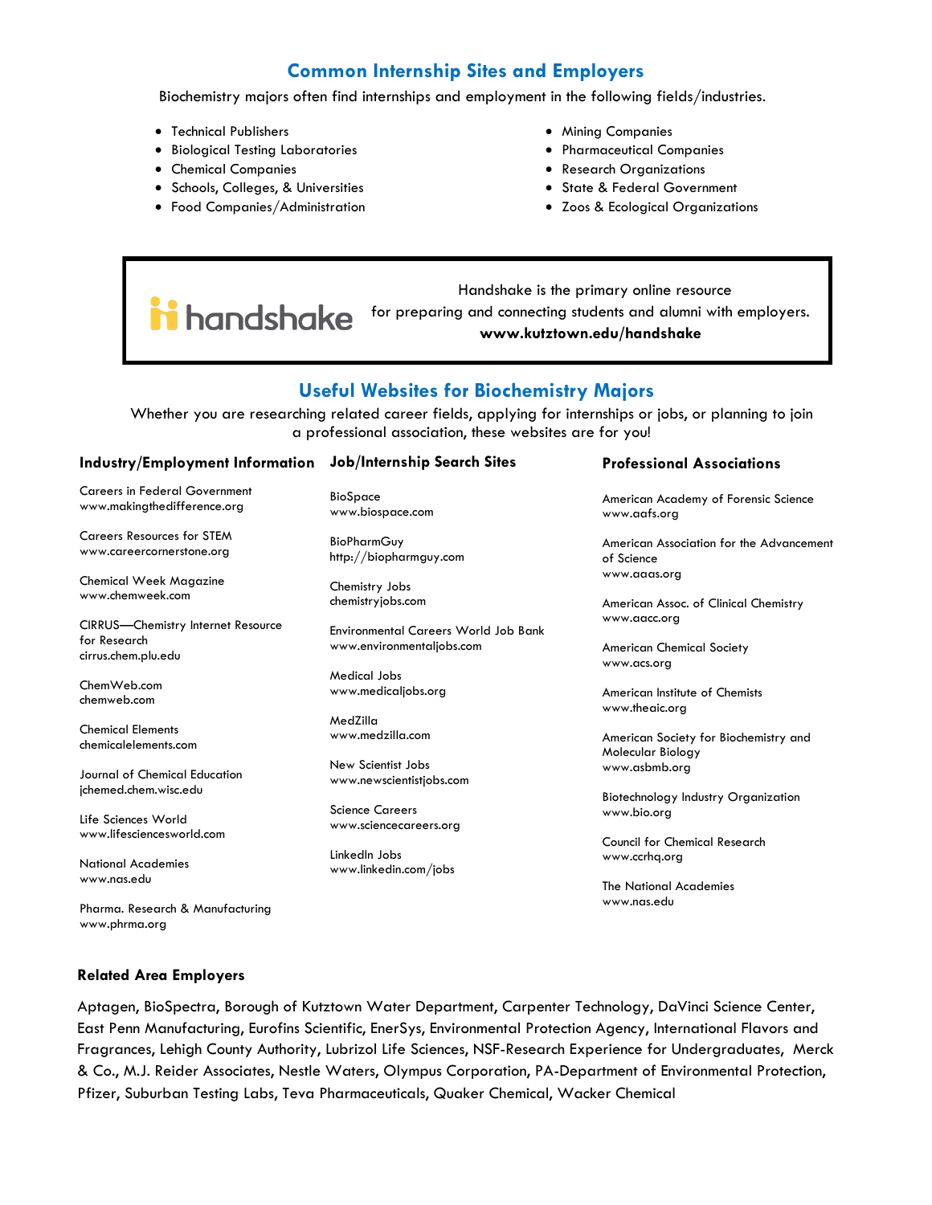## Common Internship Sites and Employers

Biochemistry majors often find internships and employment in the following fields/industries.

- Technical Publishers
- Biological Testing Laboratories
- Chemical Companies
- Schools, Colleges, & Universities
- Food Companies/Administration
- Mining Companies
- Pharmaceutical Companies
- Research Organizations
- State & Federal Government
- Zoos & Ecological Organizations

handshake

Handshake is the primary online resource for preparing and connecting students and alumni with employers.
**www.kutztown.edu/handshake**

## Useful Websites for Biochemistry Majors

Whether you are researching related career fields, applying for internships or jobs, or planning to join a professional association, these websites are for you!

### Industry/Employment Information

Careers in Federal Government
www.makingthedifference.org

Careers Resources for STEM
www.careercornerstone.org

Chemical Week Magazine
www.chemweek.com

CIRRUS—Chemistry Internet Resource for Research
cirrus.chem.plu.edu

ChemWeb.com
chemweb.com

Chemical Elements
chemicalelements.com

Journal of Chemical Education
jchemed.chem.wisc.edu

Life Sciences World
www.lifesciencesworld.com

National Academies
www.nas.edu

Pharma. Research & Manufacturing
www.phrma.org

### Job/Internship Search Sites

BioSpace
www.biospace.com

BioPharmGuy
http://biopharmguy.com

Chemistry Jobs
chemistryjobs.com

Environmental Careers World Job Bank
www.environmentaljobs.com

Medical Jobs
www.medicaljobs.org

MedZilla
www.medzilla.com

New Scientist Jobs
www.newscientistjobs.com

Science Careers
www.sciencecareers.org

LinkedIn Jobs
www.linkedin.com/jobs

### Professional Associations

American Academy of Forensic Science
www.aafs.org

American Association for the Advancement of Science
www.aaas.org

American Assoc. of Clinical Chemistry
www.aacc.org

American Chemical Society
www.acs.org

American Institute of Chemists
www.theaic.org

American Society for Biochemistry and Molecular Biology
www.asbmb.org

Biotechnology Industry Organization
www.bio.org

Council for Chemical Research
www.ccrhq.org

The National Academies
www.nas.edu

### Related Area Employers

Aptagen, BioSpectra, Borough of Kutztown Water Department, Carpenter Technology, DaVinci Science Center, East Penn Manufacturing, Eurofins Scientific, EnerSys, Environmental Protection Agency, International Flavors and Fragrances, Lehigh County Authority, Lubrizol Life Sciences, NSF-Research Experience for Undergraduates, Merck & Co., M.J. Reider Associates, Nestle Waters, Olympus Corporation, PA-Department of Environmental Protection, Pfizer, Suburban Testing Labs, Teva Pharmaceuticals, Quaker Chemical, Wacker Chemical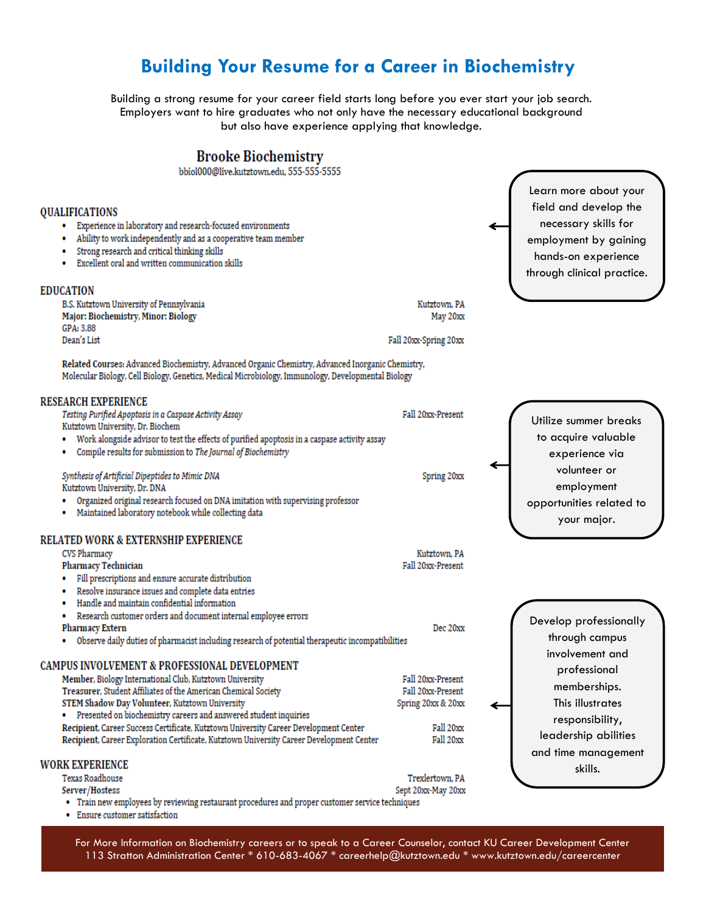# Building Your Resume for a Career in Biochemistry

Building a strong resume for your career field starts long before you ever start your job search. Employers want to hire graduates who not only have the necessary educational background but also have experience applying that knowledge.

## Brooke Biochemistry

bbiol000@live.kutztown.edu, 555-555-5555

### QUALIFICATIONS

- Experience in laboratory and research-focused environments
- Ability to work independently and as a cooperative team member
- Strong research and critical thinking skills
- Excellent oral and written communication skills

> Learn more about your field and develop the necessary skills for employment by gaining hands-on experience through clinical practice.

### EDUCATION

B.S. Kutztown University of Pennsylvania — Kutztown, PA
**Major: Biochemistry, Minor: Biology** — May 20xx
GPA: 3.88
Dean's List — Fall 20xx-Spring 20xx

**Related Courses:** Advanced Biochemistry, Advanced Organic Chemistry, Advanced Inorganic Chemistry, Molecular Biology, Cell Biology, Genetics, Medical Microbiology, Immunology, Developmental Biology

### RESEARCH EXPERIENCE

*Testing Purified Apoptosis in a Caspase Activity Assay* — Fall 20xx-Present
Kutztown University, Dr. Biochem

- Work alongside advisor to test the effects of purified apoptosis in a caspase activity assay
- Compile results for submission to *The Journal of Biochemistry*

*Synthesis of Artificial Dipeptides to Mimic DNA* — Spring 20xx
Kutztown University, Dr. DNA

- Organized original research focused on DNA imitation with supervising professor
- Maintained laboratory notebook while collecting data

> Utilize summer breaks to acquire valuable experience via volunteer or employment opportunities related to your major.

### RELATED WORK & EXTERNSHIP EXPERIENCE

CVS Pharmacy — Kutztown, PA
**Pharmacy Technician** — Fall 20xx-Present

- Fill prescriptions and ensure accurate distribution
- Resolve insurance issues and complete data entries
- Handle and maintain confidential information
- Research customer orders and document internal employee errors

**Pharmacy Extern** — Dec 20xx

- Observe daily duties of pharmacist including research of potential therapeutic incompatibilities

### CAMPUS INVOLVEMENT & PROFESSIONAL DEVELOPMENT

**Member**, Biology International Club, Kutztown University — Fall 20xx-Present
**Treasurer**, Student Affiliates of the American Chemical Society — Fall 20xx-Present
**STEM Shadow Day Volunteer**, Kutztown University — Spring 20xx & 20xx

- Presented on biochemistry careers and answered student inquiries

**Recipient**, Career Success Certificate, Kutztown University Career Development Center — Fall 20xx
**Recipient**, Career Exploration Certificate, Kutztown University Career Development Center — Fall 20xx

> Develop professionally through campus involvement and professional memberships. This illustrates responsibility, leadership abilities and time management skills.

### WORK EXPERIENCE

Texas Roadhouse — Trexlertown, PA
**Server/Hostess** — Sept 20xx-May 20xx

- Train new employees by reviewing restaurant procedures and proper customer service techniques
- Ensure customer satisfaction

For More Information on Biochemistry careers or to speak to a Career Counselor, contact KU Career Development Center
113 Stratton Administration Center * 610-683-4067 * careerhelp@kutztown.edu * www.kutztown.edu/careercenter